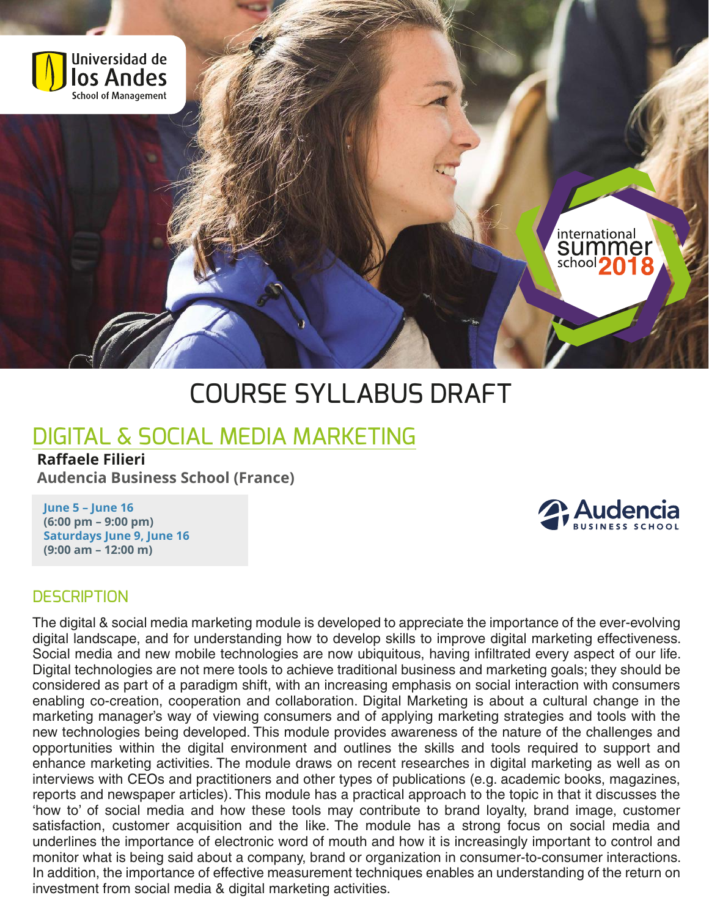Universidad de los Andes
School of Management

international summer school 2018

# COURSE SYLLABUS DRAFT

## DIGITAL & SOCIAL MEDIA MARKETING

**Raffaele Filieri**
**Audencia Business School (France)**

**June 5 – June 16**
**(6:00 pm – 9:00 pm)**
**Saturdays June 9, June 16**
**(9:00 am – 12:00 m)**

Audencia BUSINESS SCHOOL

### DESCRIPTION

The digital & social media marketing module is developed to appreciate the importance of the ever-evolving digital landscape, and for understanding how to develop skills to improve digital marketing effectiveness. Social media and new mobile technologies are now ubiquitous, having infiltrated every aspect of our life. Digital technologies are not mere tools to achieve traditional business and marketing goals; they should be considered as part of a paradigm shift, with an increasing emphasis on social interaction with consumers enabling co-creation, cooperation and collaboration. Digital Marketing is about a cultural change in the marketing manager's way of viewing consumers and of applying marketing strategies and tools with the new technologies being developed. This module provides awareness of the nature of the challenges and opportunities within the digital environment and outlines the skills and tools required to support and enhance marketing activities. The module draws on recent researches in digital marketing as well as on interviews with CEOs and practitioners and other types of publications (e.g. academic books, magazines, reports and newspaper articles). This module has a practical approach to the topic in that it discusses the 'how to' of social media and how these tools may contribute to brand loyalty, brand image, customer satisfaction, customer acquisition and the like. The module has a strong focus on social media and underlines the importance of electronic word of mouth and how it is increasingly important to control and monitor what is being said about a company, brand or organization in consumer-to-consumer interactions. In addition, the importance of effective measurement techniques enables an understanding of the return on investment from social media & digital marketing activities.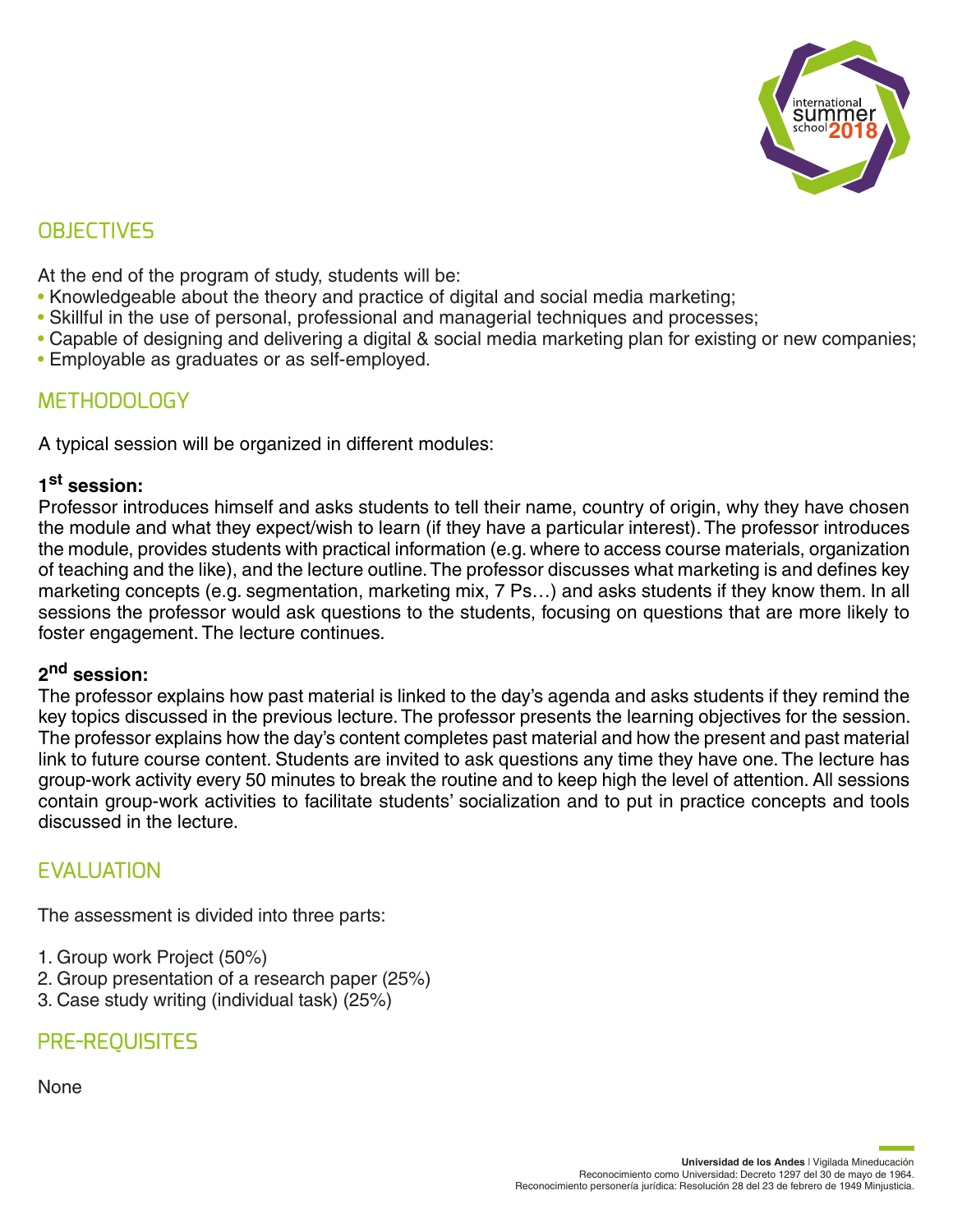## OBJECTIVES

At the end of the program of study, students will be:

- Knowledgeable about the theory and practice of digital and social media marketing;
- Skillful in the use of personal, professional and managerial techniques and processes;
- Capable of designing and delivering a digital & social media marketing plan for existing or new companies;
- Employable as graduates or as self-employed.

## METHODOLOGY

A typical session will be organized in different modules:

**1st session:**
Professor introduces himself and asks students to tell their name, country of origin, why they have chosen the module and what they expect/wish to learn (if they have a particular interest). The professor introduces the module, provides students with practical information (e.g. where to access course materials, organization of teaching and the like), and the lecture outline. The professor discusses what marketing is and defines key marketing concepts (e.g. segmentation, marketing mix, 7 Ps…) and asks students if they know them. In all sessions the professor would ask questions to the students, focusing on questions that are more likely to foster engagement. The lecture continues.

**2nd session:**
The professor explains how past material is linked to the day's agenda and asks students if they remind the key topics discussed in the previous lecture. The professor presents the learning objectives for the session. The professor explains how the day's content completes past material and how the present and past material link to future course content. Students are invited to ask questions any time they have one. The lecture has group-work activity every 50 minutes to break the routine and to keep high the level of attention. All sessions contain group-work activities to facilitate students' socialization and to put in practice concepts and tools discussed in the lecture.

## EVALUATION

The assessment is divided into three parts:

1. Group work Project (50%)
2. Group presentation of a research paper (25%)
3. Case study writing (individual task) (25%)

## PRE-REQUISITES

None

**Universidad de los Andes** | Vigilada Mineducación
Reconocimiento como Universidad: Decreto 1297 del 30 de mayo de 1964.
Reconocimiento personería jurídica: Resolución 28 del 23 de febrero de 1949 Minjusticia.